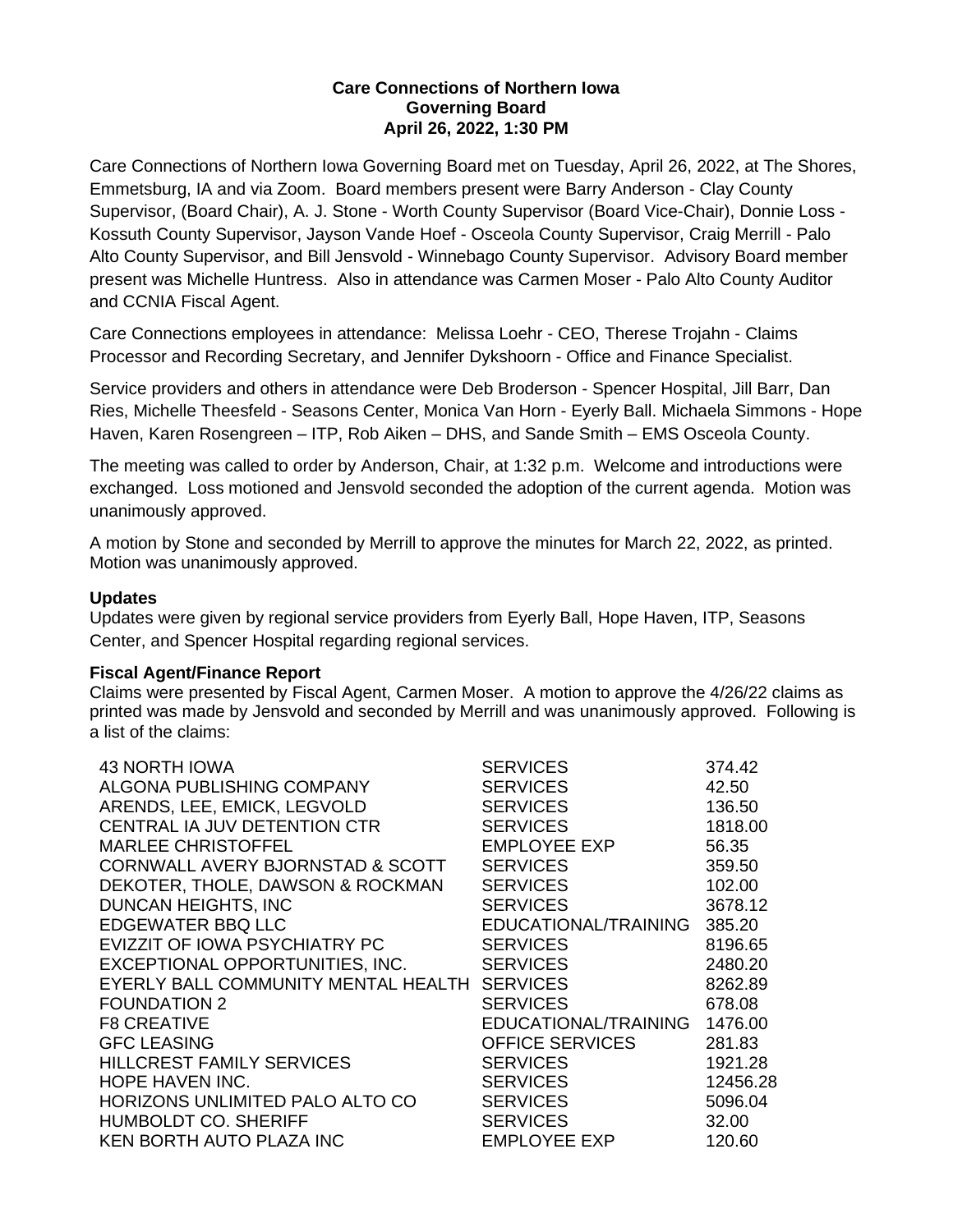**Care Connections of Northern Iowa**
**Governing Board**
**April 26, 2022, 1:30 PM**

Care Connections of Northern Iowa Governing Board met on Tuesday, April 26, 2022, at The Shores, Emmetsburg, IA and via Zoom. Board members present were Barry Anderson - Clay County Supervisor, (Board Chair), A. J. Stone - Worth County Supervisor (Board Vice-Chair), Donnie Loss - Kossuth County Supervisor, Jayson Vande Hoef - Osceola County Supervisor, Craig Merrill - Palo Alto County Supervisor, and Bill Jensvold - Winnebago County Supervisor. Advisory Board member present was Michelle Huntress. Also in attendance was Carmen Moser - Palo Alto County Auditor and CCNIA Fiscal Agent.

Care Connections employees in attendance: Melissa Loehr - CEO, Therese Trojahn - Claims Processor and Recording Secretary, and Jennifer Dykshoorn - Office and Finance Specialist.

Service providers and others in attendance were Deb Broderson - Spencer Hospital, Jill Barr, Dan Ries, Michelle Theesfeld - Seasons Center, Monica Van Horn - Eyerly Ball. Michaela Simmons - Hope Haven, Karen Rosengreen – ITP, Rob Aiken – DHS, and Sande Smith – EMS Osceola County.

The meeting was called to order by Anderson, Chair, at 1:32 p.m. Welcome and introductions were exchanged. Loss motioned and Jensvold seconded the adoption of the current agenda. Motion was unanimously approved.

A motion by Stone and seconded by Merrill to approve the minutes for March 22, 2022, as printed. Motion was unanimously approved.

**Updates**

Updates were given by regional service providers from Eyerly Ball, Hope Haven, ITP, Seasons Center, and Spencer Hospital regarding regional services.

**Fiscal Agent/Finance Report**

Claims were presented by Fiscal Agent, Carmen Moser. A motion to approve the 4/26/22 claims as printed was made by Jensvold and seconded by Merrill and was unanimously approved. Following is a list of the claims:

| | | |
|---|---|---|
| 43 NORTH IOWA | SERVICES | 374.42 |
| ALGONA PUBLISHING COMPANY | SERVICES | 42.50 |
| ARENDS, LEE, EMICK, LEGVOLD | SERVICES | 136.50 |
| CENTRAL IA JUV DETENTION CTR | SERVICES | 1818.00 |
| MARLEE CHRISTOFFEL | EMPLOYEE EXP | 56.35 |
| CORNWALL AVERY BJORNSTAD & SCOTT | SERVICES | 359.50 |
| DEKOTER, THOLE, DAWSON & ROCKMAN | SERVICES | 102.00 |
| DUNCAN HEIGHTS, INC | SERVICES | 3678.12 |
| EDGEWATER BBQ LLC | EDUCATIONAL/TRAINING | 385.20 |
| EVIZZIT OF IOWA PSYCHIATRY PC | SERVICES | 8196.65 |
| EXCEPTIONAL OPPORTUNITIES, INC. | SERVICES | 2480.20 |
| EYERLY BALL COMMUNITY MENTAL HEALTH | SERVICES | 8262.89 |
| FOUNDATION 2 | SERVICES | 678.08 |
| F8 CREATIVE | EDUCATIONAL/TRAINING | 1476.00 |
| GFC LEASING | OFFICE SERVICES | 281.83 |
| HILLCREST FAMILY SERVICES | SERVICES | 1921.28 |
| HOPE HAVEN INC. | SERVICES | 12456.28 |
| HORIZONS UNLIMITED PALO ALTO CO | SERVICES | 5096.04 |
| HUMBOLDT CO. SHERIFF | SERVICES | 32.00 |
| KEN BORTH AUTO PLAZA INC | EMPLOYEE EXP | 120.60 |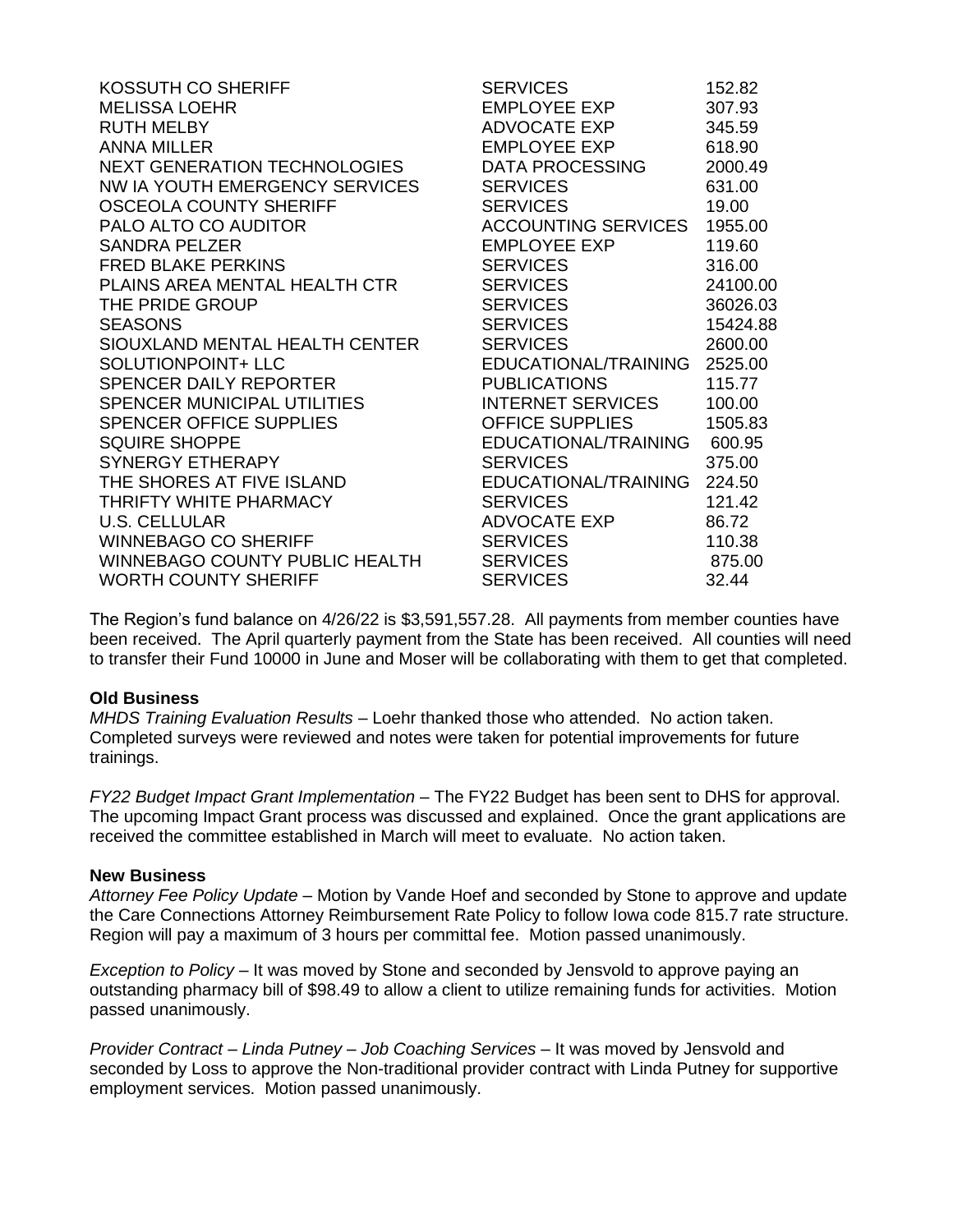| | | |
|---|---|---|
| KOSSUTH CO SHERIFF | SERVICES | 152.82 |
| MELISSA LOEHR | EMPLOYEE EXP | 307.93 |
| RUTH MELBY | ADVOCATE EXP | 345.59 |
| ANNA MILLER | EMPLOYEE EXP | 618.90 |
| NEXT GENERATION TECHNOLOGIES | DATA PROCESSING | 2000.49 |
| NW IA YOUTH EMERGENCY SERVICES | SERVICES | 631.00 |
| OSCEOLA COUNTY SHERIFF | SERVICES | 19.00 |
| PALO ALTO CO AUDITOR | ACCOUNTING SERVICES | 1955.00 |
| SANDRA PELZER | EMPLOYEE EXP | 119.60 |
| FRED BLAKE PERKINS | SERVICES | 316.00 |
| PLAINS AREA MENTAL HEALTH CTR | SERVICES | 24100.00 |
| THE PRIDE GROUP | SERVICES | 36026.03 |
| SEASONS | SERVICES | 15424.88 |
| SIOUXLAND MENTAL HEALTH CENTER | SERVICES | 2600.00 |
| SOLUTIONPOINT+ LLC | EDUCATIONAL/TRAINING | 2525.00 |
| SPENCER DAILY REPORTER | PUBLICATIONS | 115.77 |
| SPENCER MUNICIPAL UTILITIES | INTERNET SERVICES | 100.00 |
| SPENCER OFFICE SUPPLIES | OFFICE SUPPLIES | 1505.83 |
| SQUIRE SHOPPE | EDUCATIONAL/TRAINING | 600.95 |
| SYNERGY ETHERAPY | SERVICES | 375.00 |
| THE SHORES AT FIVE ISLAND | EDUCATIONAL/TRAINING | 224.50 |
| THRIFTY WHITE PHARMACY | SERVICES | 121.42 |
| U.S. CELLULAR | ADVOCATE EXP | 86.72 |
| WINNEBAGO CO SHERIFF | SERVICES | 110.38 |
| WINNEBAGO COUNTY PUBLIC HEALTH | SERVICES | 875.00 |
| WORTH COUNTY SHERIFF | SERVICES | 32.44 |

The Region's fund balance on 4/26/22 is $3,591,557.28. All payments from member counties have been received. The April quarterly payment from the State has been received. All counties will need to transfer their Fund 10000 in June and Moser will be collaborating with them to get that completed.

**Old Business**

*MHDS Training Evaluation Results* – Loehr thanked those who attended. No action taken. Completed surveys were reviewed and notes were taken for potential improvements for future trainings.

*FY22 Budget Impact Grant Implementation* – The FY22 Budget has been sent to DHS for approval. The upcoming Impact Grant process was discussed and explained. Once the grant applications are received the committee established in March will meet to evaluate. No action taken.

**New Business**

*Attorney Fee Policy Update* – Motion by Vande Hoef and seconded by Stone to approve and update the Care Connections Attorney Reimbursement Rate Policy to follow Iowa code 815.7 rate structure. Region will pay a maximum of 3 hours per committal fee. Motion passed unanimously.

*Exception to Policy* – It was moved by Stone and seconded by Jensvold to approve paying an outstanding pharmacy bill of $98.49 to allow a client to utilize remaining funds for activities. Motion passed unanimously.

*Provider Contract – Linda Putney – Job Coaching Services* – It was moved by Jensvold and seconded by Loss to approve the Non-traditional provider contract with Linda Putney for supportive employment services. Motion passed unanimously.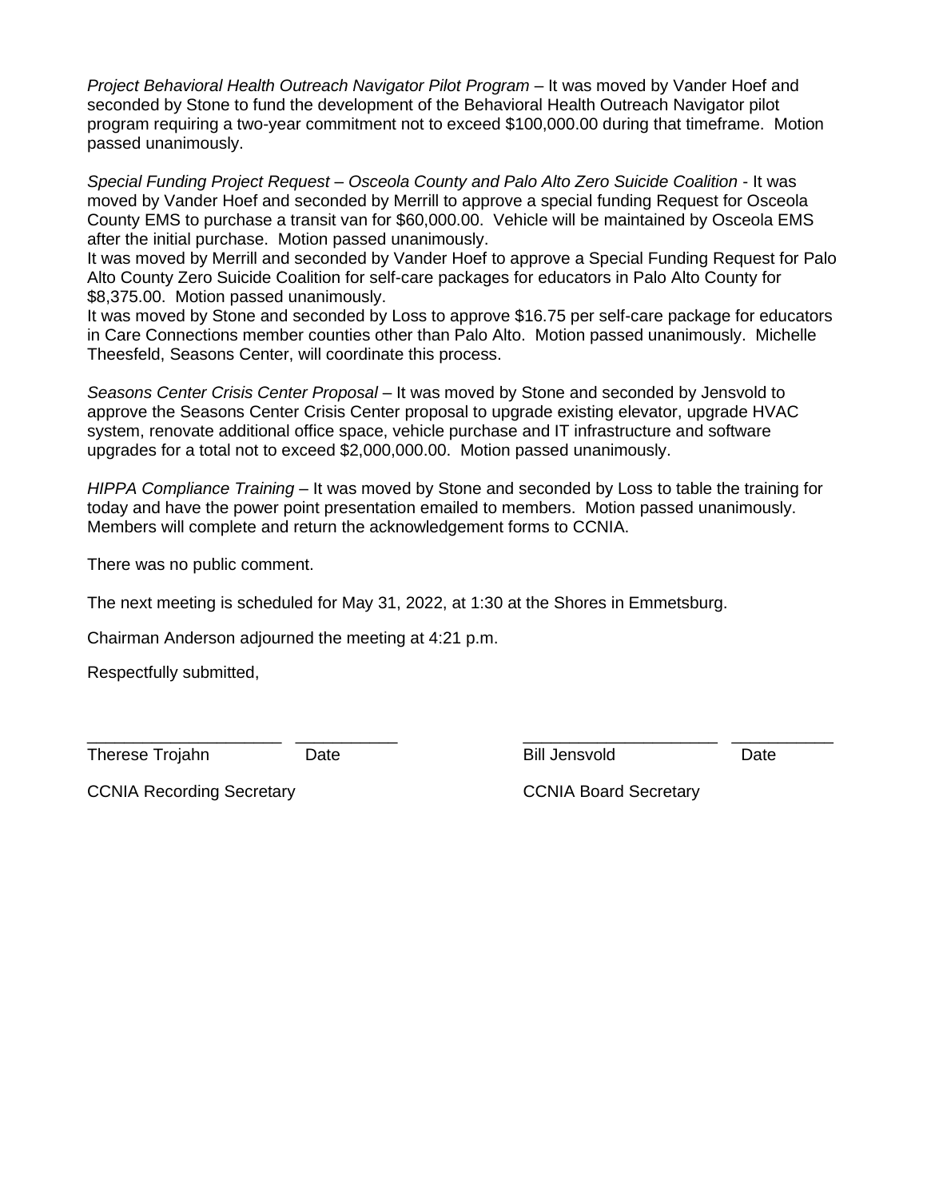*Project Behavioral Health Outreach Navigator Pilot Program* – It was moved by Vander Hoef and seconded by Stone to fund the development of the Behavioral Health Outreach Navigator pilot program requiring a two-year commitment not to exceed $100,000.00 during that timeframe. Motion passed unanimously.

*Special Funding Project Request – Osceola County and Palo Alto Zero Suicide Coalition* - It was moved by Vander Hoef and seconded by Merrill to approve a special funding Request for Osceola County EMS to purchase a transit van for $60,000.00. Vehicle will be maintained by Osceola EMS after the initial purchase. Motion passed unanimously.
It was moved by Merrill and seconded by Vander Hoef to approve a Special Funding Request for Palo Alto County Zero Suicide Coalition for self-care packages for educators in Palo Alto County for $8,375.00. Motion passed unanimously.
It was moved by Stone and seconded by Loss to approve $16.75 per self-care package for educators in Care Connections member counties other than Palo Alto. Motion passed unanimously. Michelle Theesfeld, Seasons Center, will coordinate this process.

*Seasons Center Crisis Center Proposal* – It was moved by Stone and seconded by Jensvold to approve the Seasons Center Crisis Center proposal to upgrade existing elevator, upgrade HVAC system, renovate additional office space, vehicle purchase and IT infrastructure and software upgrades for a total not to exceed $2,000,000.00. Motion passed unanimously.

*HIPPA Compliance Training* – It was moved by Stone and seconded by Loss to table the training for today and have the power point presentation emailed to members. Motion passed unanimously. Members will complete and return the acknowledgement forms to CCNIA.

There was no public comment.

The next meeting is scheduled for May 31, 2022, at 1:30 at the Shores in Emmetsburg.

Chairman Anderson adjourned the meeting at 4:21 p.m.

Respectfully submitted,

| | | | |
|---|---|---|---|
| ____________________ | __________ | ____________________ | __________ |
| Therese Trojahn | Date | Bill Jensvold | Date |
| CCNIA Recording Secretary | | CCNIA Board Secretary | |